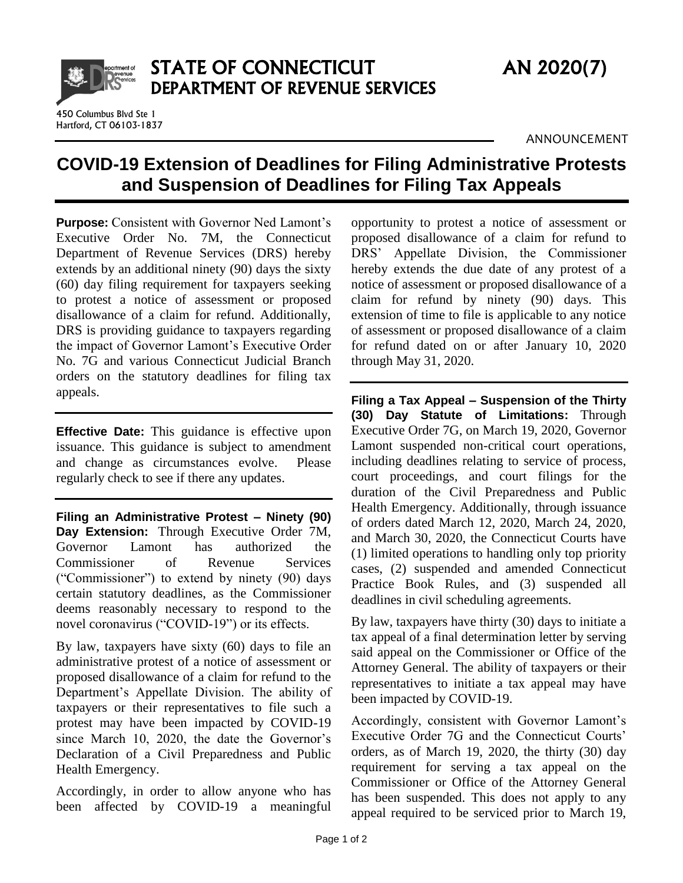# STATE OF CONNECTICUT DEPARTMENT OF REVENUE SERVICES

450 Columbus Blvd Ste 1
Hartford, CT 06103-1837

AN 2020(7)

ANNOUNCEMENT

## COVID-19 Extension of Deadlines for Filing Administrative Protests and Suspension of Deadlines for Filing Tax Appeals

**Purpose:** Consistent with Governor Ned Lamont's Executive Order No. 7M, the Connecticut Department of Revenue Services (DRS) hereby extends by an additional ninety (90) days the sixty (60) day filing requirement for taxpayers seeking to protest a notice of assessment or proposed disallowance of a claim for refund. Additionally, DRS is providing guidance to taxpayers regarding the impact of Governor Lamont's Executive Order No. 7G and various Connecticut Judicial Branch orders on the statutory deadlines for filing tax appeals.

**Effective Date:** This guidance is effective upon issuance. This guidance is subject to amendment and change as circumstances evolve. Please regularly check to see if there any updates.

**Filing an Administrative Protest – Ninety (90) Day Extension:** Through Executive Order 7M, Governor Lamont has authorized the Commissioner of Revenue Services ("Commissioner") to extend by ninety (90) days certain statutory deadlines, as the Commissioner deems reasonably necessary to respond to the novel coronavirus ("COVID-19") or its effects.

By law, taxpayers have sixty (60) days to file an administrative protest of a notice of assessment or proposed disallowance of a claim for refund to the Department's Appellate Division. The ability of taxpayers or their representatives to file such a protest may have been impacted by COVID-19 since March 10, 2020, the date the Governor's Declaration of a Civil Preparedness and Public Health Emergency.

Accordingly, in order to allow anyone who has been affected by COVID-19 a meaningful opportunity to protest a notice of assessment or proposed disallowance of a claim for refund to DRS' Appellate Division, the Commissioner hereby extends the due date of any protest of a notice of assessment or proposed disallowance of a claim for refund by ninety (90) days. This extension of time to file is applicable to any notice of assessment or proposed disallowance of a claim for refund dated on or after January 10, 2020 through May 31, 2020.

**Filing a Tax Appeal – Suspension of the Thirty (30) Day Statute of Limitations:** Through Executive Order 7G, on March 19, 2020, Governor Lamont suspended non-critical court operations, including deadlines relating to service of process, court proceedings, and court filings for the duration of the Civil Preparedness and Public Health Emergency. Additionally, through issuance of orders dated March 12, 2020, March 24, 2020, and March 30, 2020, the Connecticut Courts have (1) limited operations to handling only top priority cases, (2) suspended and amended Connecticut Practice Book Rules, and (3) suspended all deadlines in civil scheduling agreements.

By law, taxpayers have thirty (30) days to initiate a tax appeal of a final determination letter by serving said appeal on the Commissioner or Office of the Attorney General. The ability of taxpayers or their representatives to initiate a tax appeal may have been impacted by COVID-19.

Accordingly, consistent with Governor Lamont's Executive Order 7G and the Connecticut Courts' orders, as of March 19, 2020, the thirty (30) day requirement for serving a tax appeal on the Commissioner or Office of the Attorney General has been suspended. This does not apply to any appeal required to be serviced prior to March 19,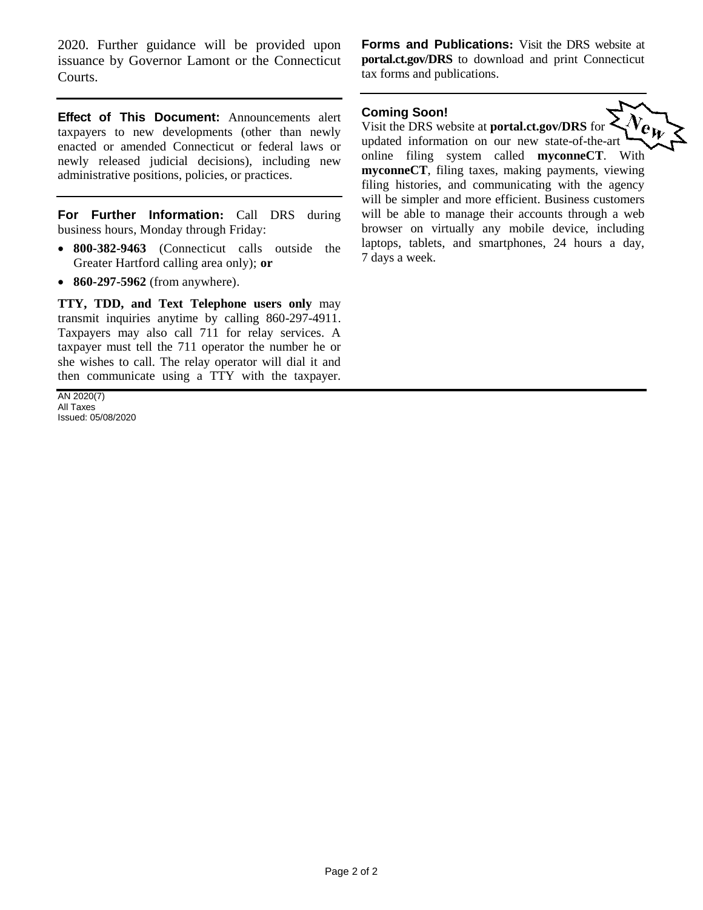2020. Further guidance will be provided upon issuance by Governor Lamont or the Connecticut Courts.

**Effect of This Document:** Announcements alert taxpayers to new developments (other than newly enacted or amended Connecticut or federal laws or newly released judicial decisions), including new administrative positions, policies, or practices.

**For Further Information:** Call DRS during business hours, Monday through Friday:

- **800-382-9463** (Connecticut calls outside the Greater Hartford calling area only); **or**
- **860-297-5962** (from anywhere).

**TTY, TDD, and Text Telephone users only** may transmit inquiries anytime by calling 860-297-4911. Taxpayers may also call 711 for relay services. A taxpayer must tell the 711 operator the number he or she wishes to call. The relay operator will dial it and then communicate using a TTY with the taxpayer.

**Forms and Publications:** Visit the DRS website at **portal.ct.gov/DRS** to download and print Connecticut tax forms and publications.

**Coming Soon!**

New

Visit the DRS website at **portal.ct.gov/DRS** for updated information on our new state-of-the-art online filing system called **myconneCT**. With **myconneCT**, filing taxes, making payments, viewing filing histories, and communicating with the agency will be simpler and more efficient. Business customers will be able to manage their accounts through a web browser on virtually any mobile device, including laptops, tablets, and smartphones, 24 hours a day, 7 days a week.

AN 2020(7)
All Taxes
Issued: 05/08/2020